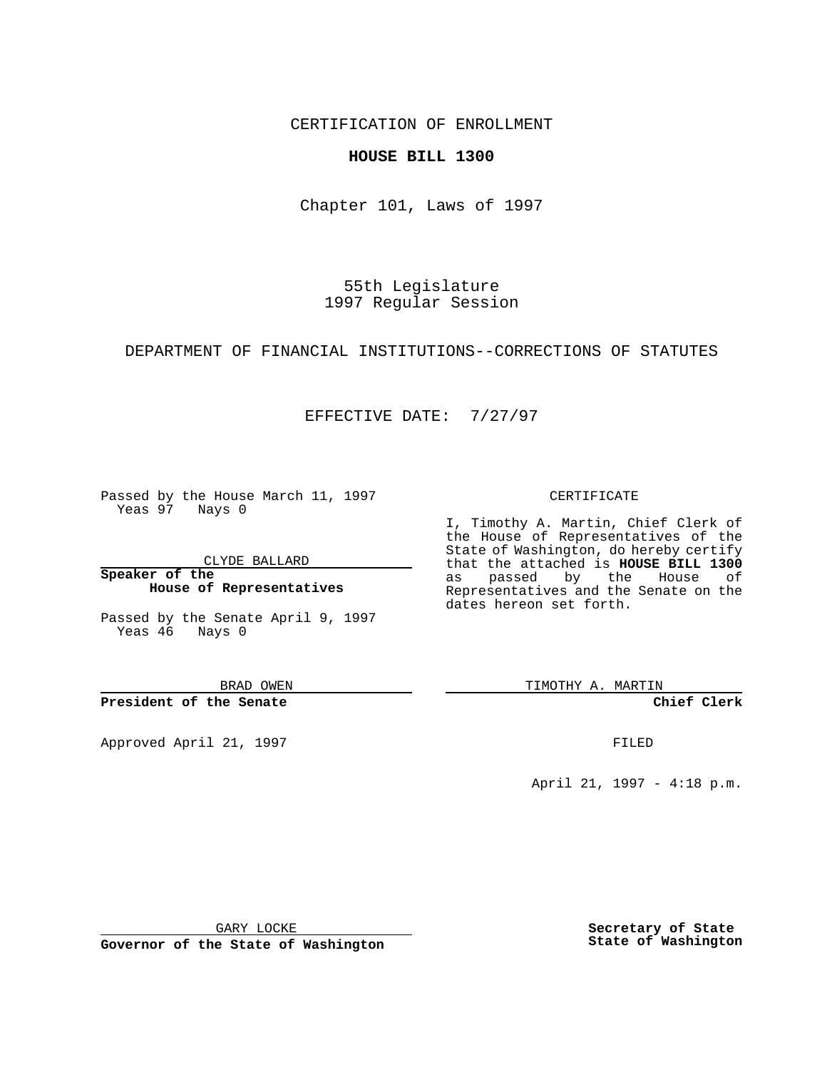CERTIFICATION OF ENROLLMENT

**HOUSE BILL 1300**

Chapter 101, Laws of 1997

55th Legislature
1997 Regular Session

DEPARTMENT OF FINANCIAL INSTITUTIONS--CORRECTIONS OF STATUTES

EFFECTIVE DATE: 7/27/97

Passed by the House March 11, 1997
Yeas 97 Nays 0

CLYDE BALLARD

**Speaker of the House of Representatives**

Passed by the Senate April 9, 1997
Yeas 46 Nays 0

BRAD OWEN

**President of the Senate**

Approved April 21, 1997

GARY LOCKE

**Governor of the State of Washington**

CERTIFICATE

I, Timothy A. Martin, Chief Clerk of the House of Representatives of the State of Washington, do hereby certify that the attached is **HOUSE BILL 1300** as passed by the House of Representatives and the Senate on the dates hereon set forth.

TIMOTHY A. MARTIN

**Chief Clerk**

FILED

April 21, 1997 - 4:18 p.m.

**Secretary of State**
**State of Washington**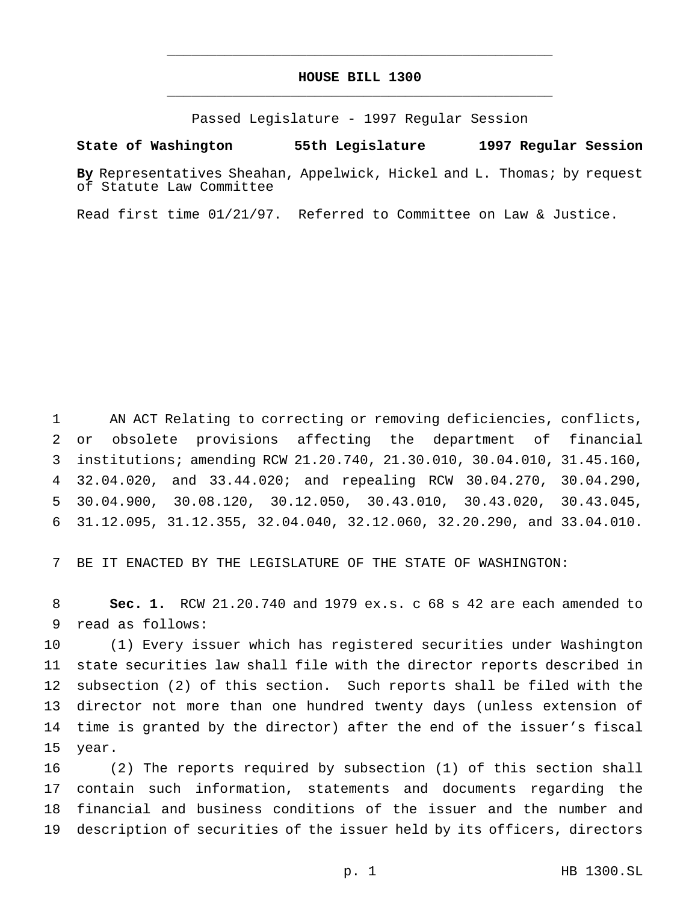# HOUSE BILL 1300

Passed Legislature - 1997 Regular Session

**State of Washington 55th Legislature 1997 Regular Session**

**By** Representatives Sheahan, Appelwick, Hickel and L. Thomas; by request of Statute Law Committee

Read first time 01/21/97. Referred to Committee on Law & Justice.

AN ACT Relating to correcting or removing deficiencies, conflicts, or obsolete provisions affecting the department of financial institutions; amending RCW 21.20.740, 21.30.010, 30.04.010, 31.45.160, 32.04.020, and 33.44.020; and repealing RCW 30.04.270, 30.04.290, 30.04.900, 30.08.120, 30.12.050, 30.43.010, 30.43.020, 30.43.045, 31.12.095, 31.12.355, 32.04.040, 32.12.060, 32.20.290, and 33.04.010.

BE IT ENACTED BY THE LEGISLATURE OF THE STATE OF WASHINGTON:

**Sec. 1.** RCW 21.20.740 and 1979 ex.s. c 68 s 42 are each amended to read as follows:

(1) Every issuer which has registered securities under Washington state securities law shall file with the director reports described in subsection (2) of this section. Such reports shall be filed with the director not more than one hundred twenty days (unless extension of time is granted by the director) after the end of the issuer's fiscal year.

(2) The reports required by subsection (1) of this section shall contain such information, statements and documents regarding the financial and business conditions of the issuer and the number and description of securities of the issuer held by its officers, directors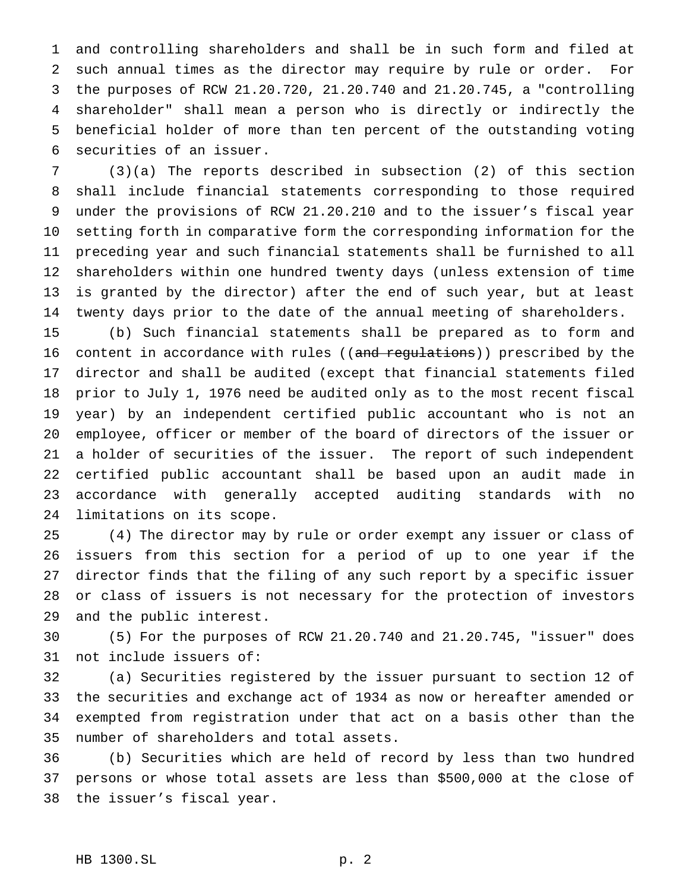and controlling shareholders and shall be in such form and filed at such annual times as the director may require by rule or order. For the purposes of RCW 21.20.720, 21.20.740 and 21.20.745, a "controlling shareholder" shall mean a person who is directly or indirectly the beneficial holder of more than ten percent of the outstanding voting securities of an issuer.

(3)(a) The reports described in subsection (2) of this section shall include financial statements corresponding to those required under the provisions of RCW 21.20.210 and to the issuer's fiscal year setting forth in comparative form the corresponding information for the preceding year and such financial statements shall be furnished to all shareholders within one hundred twenty days (unless extension of time is granted by the director) after the end of such year, but at least twenty days prior to the date of the annual meeting of shareholders.

(b) Such financial statements shall be prepared as to form and content in accordance with rules ((~~and regulations~~)) prescribed by the director and shall be audited (except that financial statements filed prior to July 1, 1976 need be audited only as to the most recent fiscal year) by an independent certified public accountant who is not an employee, officer or member of the board of directors of the issuer or a holder of securities of the issuer. The report of such independent certified public accountant shall be based upon an audit made in accordance with generally accepted auditing standards with no limitations on its scope.

(4) The director may by rule or order exempt any issuer or class of issuers from this section for a period of up to one year if the director finds that the filing of any such report by a specific issuer or class of issuers is not necessary for the protection of investors and the public interest.

(5) For the purposes of RCW 21.20.740 and 21.20.745, "issuer" does not include issuers of:

(a) Securities registered by the issuer pursuant to section 12 of the securities and exchange act of 1934 as now or hereafter amended or exempted from registration under that act on a basis other than the number of shareholders and total assets.

(b) Securities which are held of record by less than two hundred persons or whose total assets are less than $500,000 at the close of the issuer's fiscal year.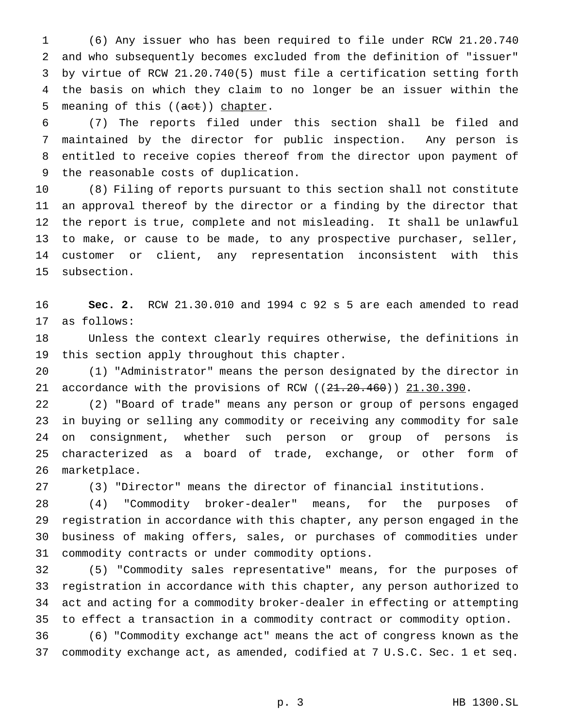(6) Any issuer who has been required to file under RCW 21.20.740 and who subsequently becomes excluded from the definition of "issuer" by virtue of RCW 21.20.740(5) must file a certification setting forth the basis on which they claim to no longer be an issuer within the meaning of this ((~~act~~)) <u>chapter</u>.

(7) The reports filed under this section shall be filed and maintained by the director for public inspection. Any person is entitled to receive copies thereof from the director upon payment of the reasonable costs of duplication.

(8) Filing of reports pursuant to this section shall not constitute an approval thereof by the director or a finding by the director that the report is true, complete and not misleading. It shall be unlawful to make, or cause to be made, to any prospective purchaser, seller, customer or client, any representation inconsistent with this subsection.

**Sec. 2.** RCW 21.30.010 and 1994 c 92 s 5 are each amended to read as follows:

Unless the context clearly requires otherwise, the definitions in this section apply throughout this chapter.

(1) "Administrator" means the person designated by the director in accordance with the provisions of RCW ((~~21.20.460~~)) <u>21.30.390</u>.

(2) "Board of trade" means any person or group of persons engaged in buying or selling any commodity or receiving any commodity for sale on consignment, whether such person or group of persons is characterized as a board of trade, exchange, or other form of marketplace.

(3) "Director" means the director of financial institutions.

(4) "Commodity broker-dealer" means, for the purposes of registration in accordance with this chapter, any person engaged in the business of making offers, sales, or purchases of commodities under commodity contracts or under commodity options.

(5) "Commodity sales representative" means, for the purposes of registration in accordance with this chapter, any person authorized to act and acting for a commodity broker-dealer in effecting or attempting to effect a transaction in a commodity contract or commodity option.

(6) "Commodity exchange act" means the act of congress known as the commodity exchange act, as amended, codified at 7 U.S.C. Sec. 1 et seq.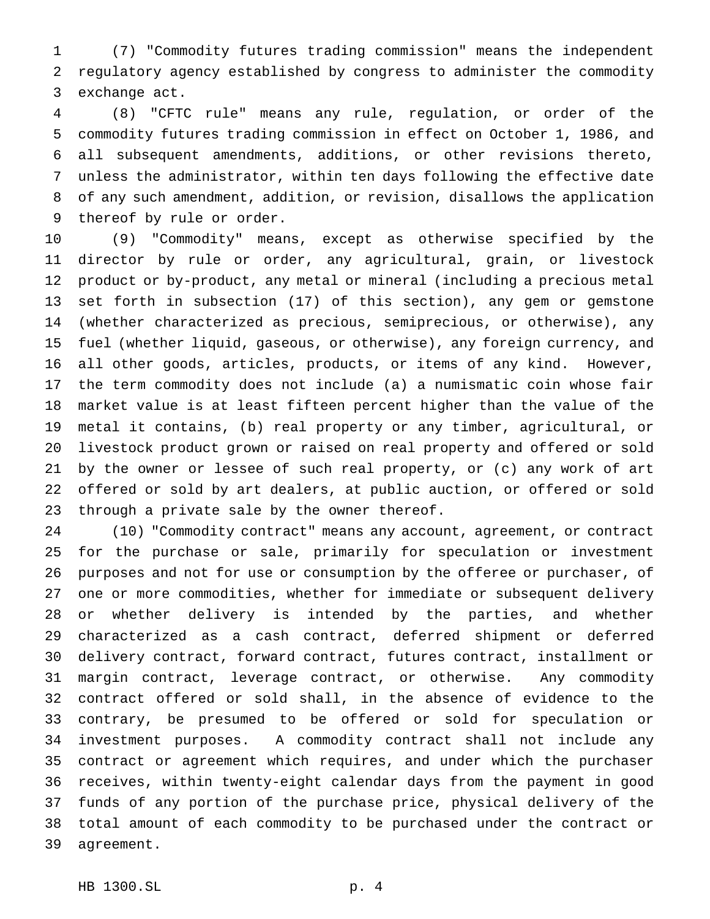(7) "Commodity futures trading commission" means the independent regulatory agency established by congress to administer the commodity exchange act.

(8) "CFTC rule" means any rule, regulation, or order of the commodity futures trading commission in effect on October 1, 1986, and all subsequent amendments, additions, or other revisions thereto, unless the administrator, within ten days following the effective date of any such amendment, addition, or revision, disallows the application thereof by rule or order.

(9) "Commodity" means, except as otherwise specified by the director by rule or order, any agricultural, grain, or livestock product or by-product, any metal or mineral (including a precious metal set forth in subsection (17) of this section), any gem or gemstone (whether characterized as precious, semiprecious, or otherwise), any fuel (whether liquid, gaseous, or otherwise), any foreign currency, and all other goods, articles, products, or items of any kind. However, the term commodity does not include (a) a numismatic coin whose fair market value is at least fifteen percent higher than the value of the metal it contains, (b) real property or any timber, agricultural, or livestock product grown or raised on real property and offered or sold by the owner or lessee of such real property, or (c) any work of art offered or sold by art dealers, at public auction, or offered or sold through a private sale by the owner thereof.

(10) "Commodity contract" means any account, agreement, or contract for the purchase or sale, primarily for speculation or investment purposes and not for use or consumption by the offeree or purchaser, of one or more commodities, whether for immediate or subsequent delivery or whether delivery is intended by the parties, and whether characterized as a cash contract, deferred shipment or deferred delivery contract, forward contract, futures contract, installment or margin contract, leverage contract, or otherwise. Any commodity contract offered or sold shall, in the absence of evidence to the contrary, be presumed to be offered or sold for speculation or investment purposes. A commodity contract shall not include any contract or agreement which requires, and under which the purchaser receives, within twenty-eight calendar days from the payment in good funds of any portion of the purchase price, physical delivery of the total amount of each commodity to be purchased under the contract or agreement.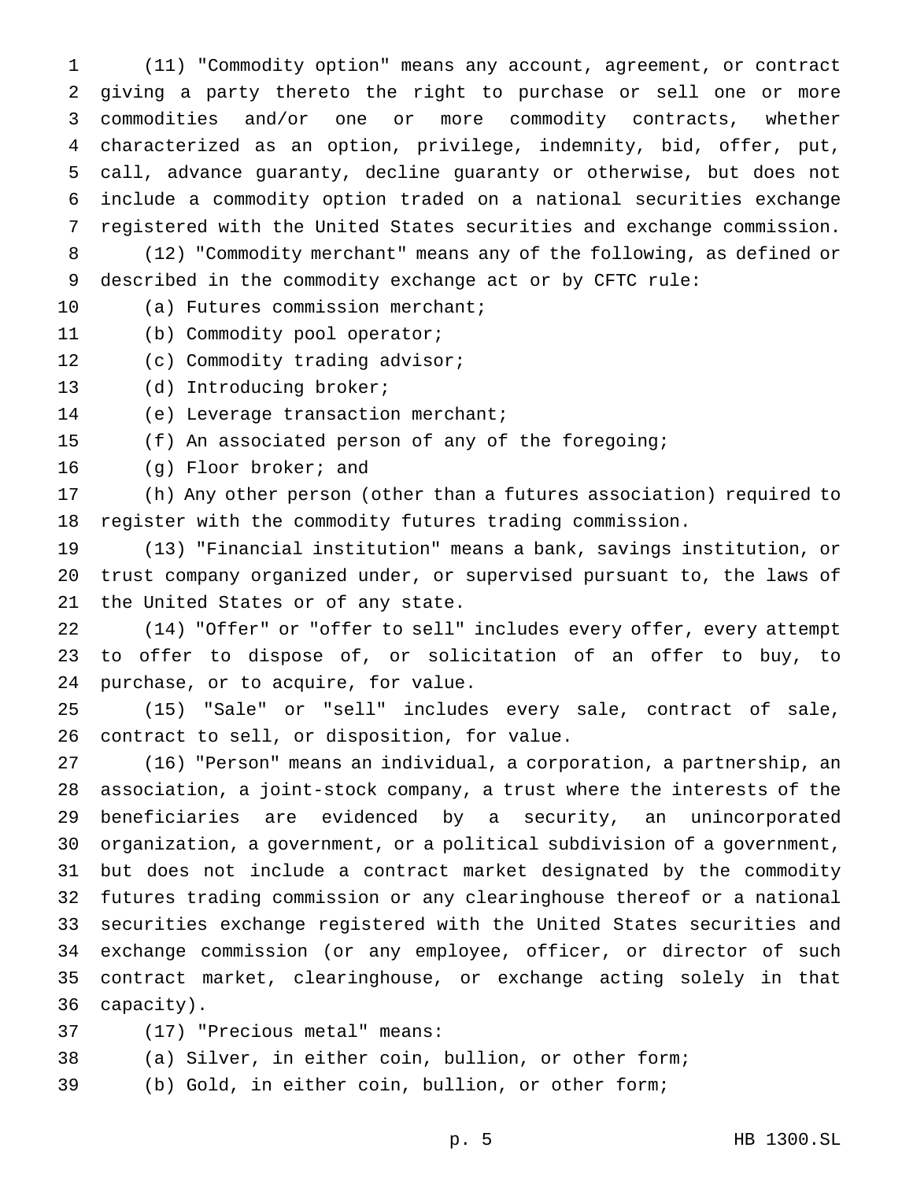(11) "Commodity option" means any account, agreement, or contract giving a party thereto the right to purchase or sell one or more commodities and/or one or more commodity contracts, whether characterized as an option, privilege, indemnity, bid, offer, put, call, advance guaranty, decline guaranty or otherwise, but does not include a commodity option traded on a national securities exchange registered with the United States securities and exchange commission.

(12) "Commodity merchant" means any of the following, as defined or described in the commodity exchange act or by CFTC rule:

(a) Futures commission merchant;

(b) Commodity pool operator;

(c) Commodity trading advisor;

(d) Introducing broker;

(e) Leverage transaction merchant;

(f) An associated person of any of the foregoing;

(g) Floor broker; and

(h) Any other person (other than a futures association) required to register with the commodity futures trading commission.

(13) "Financial institution" means a bank, savings institution, or trust company organized under, or supervised pursuant to, the laws of the United States or of any state.

(14) "Offer" or "offer to sell" includes every offer, every attempt to offer to dispose of, or solicitation of an offer to buy, to purchase, or to acquire, for value.

(15) "Sale" or "sell" includes every sale, contract of sale, contract to sell, or disposition, for value.

(16) "Person" means an individual, a corporation, a partnership, an association, a joint-stock company, a trust where the interests of the beneficiaries are evidenced by a security, an unincorporated organization, a government, or a political subdivision of a government, but does not include a contract market designated by the commodity futures trading commission or any clearinghouse thereof or a national securities exchange registered with the United States securities and exchange commission (or any employee, officer, or director of such contract market, clearinghouse, or exchange acting solely in that capacity).

(17) "Precious metal" means:

(a) Silver, in either coin, bullion, or other form;

(b) Gold, in either coin, bullion, or other form;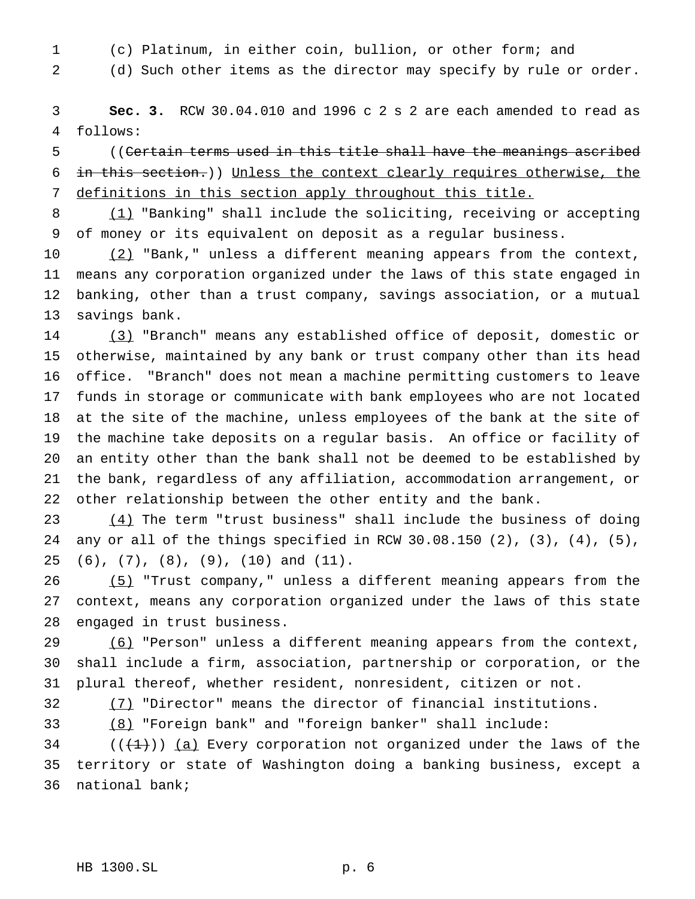(c) Platinum, in either coin, bullion, or other form; and

(d) Such other items as the director may specify by rule or order.

**Sec. 3.** RCW 30.04.010 and 1996 c 2 s 2 are each amended to read as follows:

((~~Certain terms used in this title shall have the meanings ascribed in this section.~~)) Unless the context clearly requires otherwise, the definitions in this section apply throughout this title.

(1) "Banking" shall include the soliciting, receiving or accepting of money or its equivalent on deposit as a regular business.

(2) "Bank," unless a different meaning appears from the context, means any corporation organized under the laws of this state engaged in banking, other than a trust company, savings association, or a mutual savings bank.

(3) "Branch" means any established office of deposit, domestic or otherwise, maintained by any bank or trust company other than its head office. "Branch" does not mean a machine permitting customers to leave funds in storage or communicate with bank employees who are not located at the site of the machine, unless employees of the bank at the site of the machine take deposits on a regular basis. An office or facility of an entity other than the bank shall not be deemed to be established by the bank, regardless of any affiliation, accommodation arrangement, or other relationship between the other entity and the bank.

(4) The term "trust business" shall include the business of doing any or all of the things specified in RCW 30.08.150 (2), (3), (4), (5), (6), (7), (8), (9), (10) and (11).

(5) "Trust company," unless a different meaning appears from the context, means any corporation organized under the laws of this state engaged in trust business.

(6) "Person" unless a different meaning appears from the context, shall include a firm, association, partnership or corporation, or the plural thereof, whether resident, nonresident, citizen or not.

(7) "Director" means the director of financial institutions.

(8) "Foreign bank" and "foreign banker" shall include:

((~~(1)~~)) (a) Every corporation not organized under the laws of the territory or state of Washington doing a banking business, except a national bank;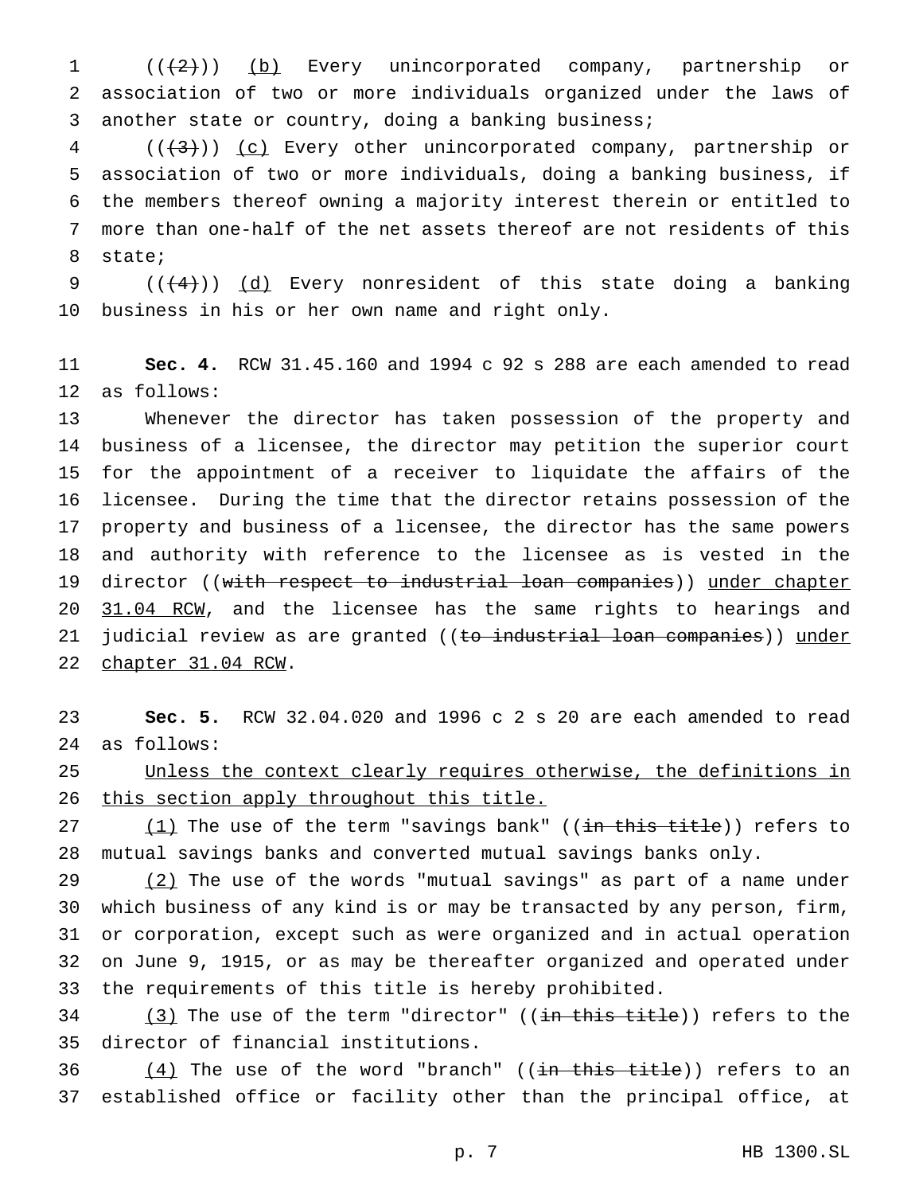((~~(2)~~)) <u>(b)</u> Every unincorporated company, partnership or association of two or more individuals organized under the laws of another state or country, doing a banking business;

((~~(3)~~)) <u>(c)</u> Every other unincorporated company, partnership or association of two or more individuals, doing a banking business, if the members thereof owning a majority interest therein or entitled to more than one-half of the net assets thereof are not residents of this state;

((~~(4)~~)) <u>(d)</u> Every nonresident of this state doing a banking business in his or her own name and right only.

**Sec. 4.** RCW 31.45.160 and 1994 c 92 s 288 are each amended to read as follows:

Whenever the director has taken possession of the property and business of a licensee, the director may petition the superior court for the appointment of a receiver to liquidate the affairs of the licensee. During the time that the director retains possession of the property and business of a licensee, the director has the same powers and authority with reference to the licensee as is vested in the director ((~~with respect to industrial loan companies~~)) <u>under chapter 31.04 RCW</u>, and the licensee has the same rights to hearings and judicial review as are granted ((~~to industrial loan companies~~)) <u>under chapter 31.04 RCW</u>.

**Sec. 5.** RCW 32.04.020 and 1996 c 2 s 20 are each amended to read as follows:

<u>Unless the context clearly requires otherwise, the definitions in this section apply throughout this title.</u>

<u>(1)</u> The use of the term "savings bank" ((~~in this title~~)) refers to mutual savings banks and converted mutual savings banks only.

<u>(2)</u> The use of the words "mutual savings" as part of a name under which business of any kind is or may be transacted by any person, firm, or corporation, except such as were organized and in actual operation on June 9, 1915, or as may be thereafter organized and operated under the requirements of this title is hereby prohibited.

<u>(3)</u> The use of the term "director" ((~~in this title~~)) refers to the director of financial institutions.

<u>(4)</u> The use of the word "branch" ((~~in this title~~)) refers to an established office or facility other than the principal office, at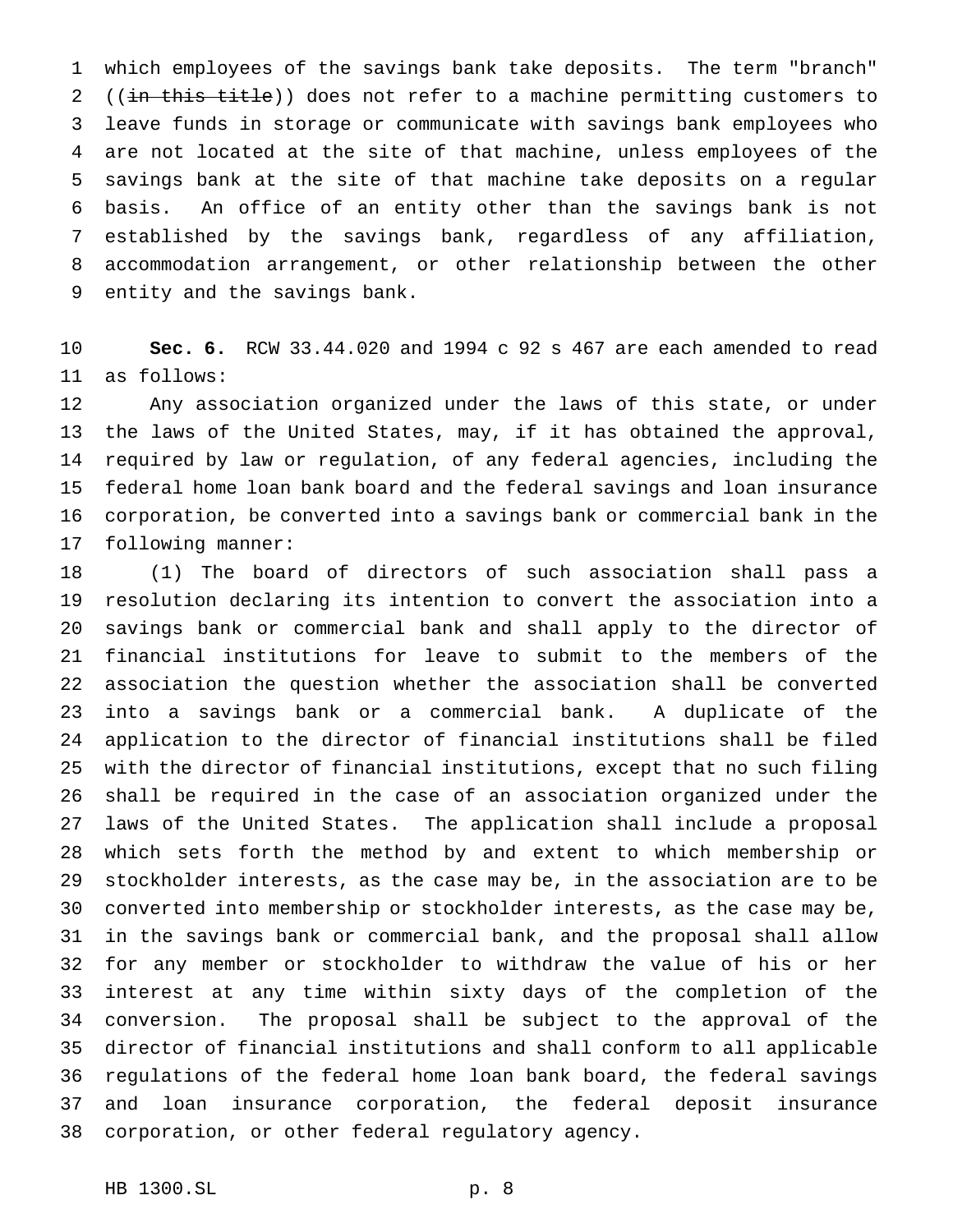which employees of the savings bank take deposits. The term "branch" ((~~in this title~~)) does not refer to a machine permitting customers to leave funds in storage or communicate with savings bank employees who are not located at the site of that machine, unless employees of the savings bank at the site of that machine take deposits on a regular basis. An office of an entity other than the savings bank is not established by the savings bank, regardless of any affiliation, accommodation arrangement, or other relationship between the other entity and the savings bank.

**Sec. 6.** RCW 33.44.020 and 1994 c 92 s 467 are each amended to read as follows:

Any association organized under the laws of this state, or under the laws of the United States, may, if it has obtained the approval, required by law or regulation, of any federal agencies, including the federal home loan bank board and the federal savings and loan insurance corporation, be converted into a savings bank or commercial bank in the following manner:

(1) The board of directors of such association shall pass a resolution declaring its intention to convert the association into a savings bank or commercial bank and shall apply to the director of financial institutions for leave to submit to the members of the association the question whether the association shall be converted into a savings bank or a commercial bank. A duplicate of the application to the director of financial institutions shall be filed with the director of financial institutions, except that no such filing shall be required in the case of an association organized under the laws of the United States. The application shall include a proposal which sets forth the method by and extent to which membership or stockholder interests, as the case may be, in the association are to be converted into membership or stockholder interests, as the case may be, in the savings bank or commercial bank, and the proposal shall allow for any member or stockholder to withdraw the value of his or her interest at any time within sixty days of the completion of the conversion. The proposal shall be subject to the approval of the director of financial institutions and shall conform to all applicable regulations of the federal home loan bank board, the federal savings and loan insurance corporation, the federal deposit insurance corporation, or other federal regulatory agency.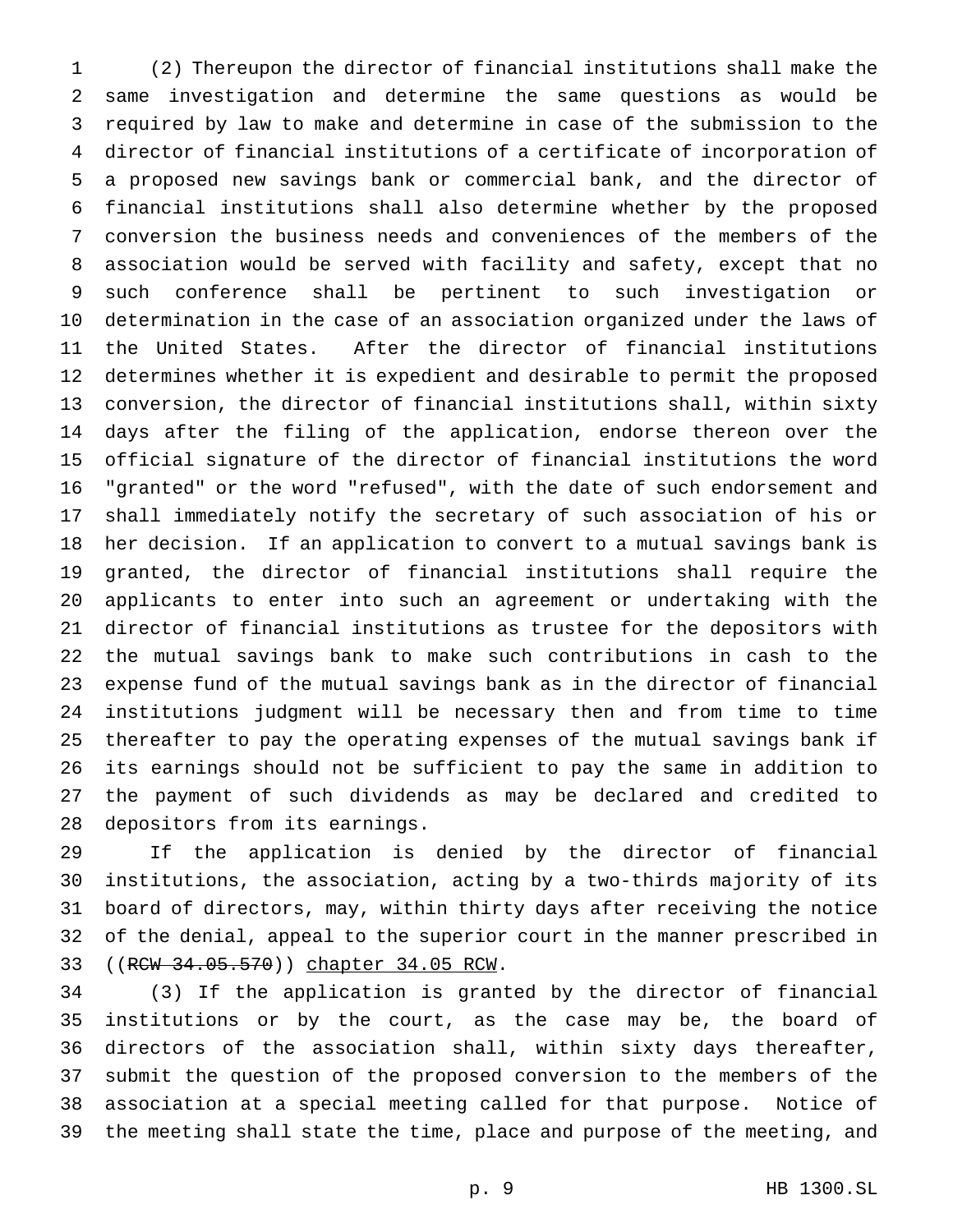(2) Thereupon the director of financial institutions shall make the same investigation and determine the same questions as would be required by law to make and determine in case of the submission to the director of financial institutions of a certificate of incorporation of a proposed new savings bank or commercial bank, and the director of financial institutions shall also determine whether by the proposed conversion the business needs and conveniences of the members of the association would be served with facility and safety, except that no such conference shall be pertinent to such investigation or determination in the case of an association organized under the laws of the United States. After the director of financial institutions determines whether it is expedient and desirable to permit the proposed conversion, the director of financial institutions shall, within sixty days after the filing of the application, endorse thereon over the official signature of the director of financial institutions the word "granted" or the word "refused", with the date of such endorsement and shall immediately notify the secretary of such association of his or her decision. If an application to convert to a mutual savings bank is granted, the director of financial institutions shall require the applicants to enter into such an agreement or undertaking with the director of financial institutions as trustee for the depositors with the mutual savings bank to make such contributions in cash to the expense fund of the mutual savings bank as in the director of financial institutions judgment will be necessary then and from time to time thereafter to pay the operating expenses of the mutual savings bank if its earnings should not be sufficient to pay the same in addition to the payment of such dividends as may be declared and credited to depositors from its earnings.

If the application is denied by the director of financial institutions, the association, acting by a two-thirds majority of its board of directors, may, within thirty days after receiving the notice of the denial, appeal to the superior court in the manner prescribed in ((~~RCW 34.05.570~~)) <u>chapter 34.05 RCW</u>.

(3) If the application is granted by the director of financial institutions or by the court, as the case may be, the board of directors of the association shall, within sixty days thereafter, submit the question of the proposed conversion to the members of the association at a special meeting called for that purpose. Notice of the meeting shall state the time, place and purpose of the meeting, and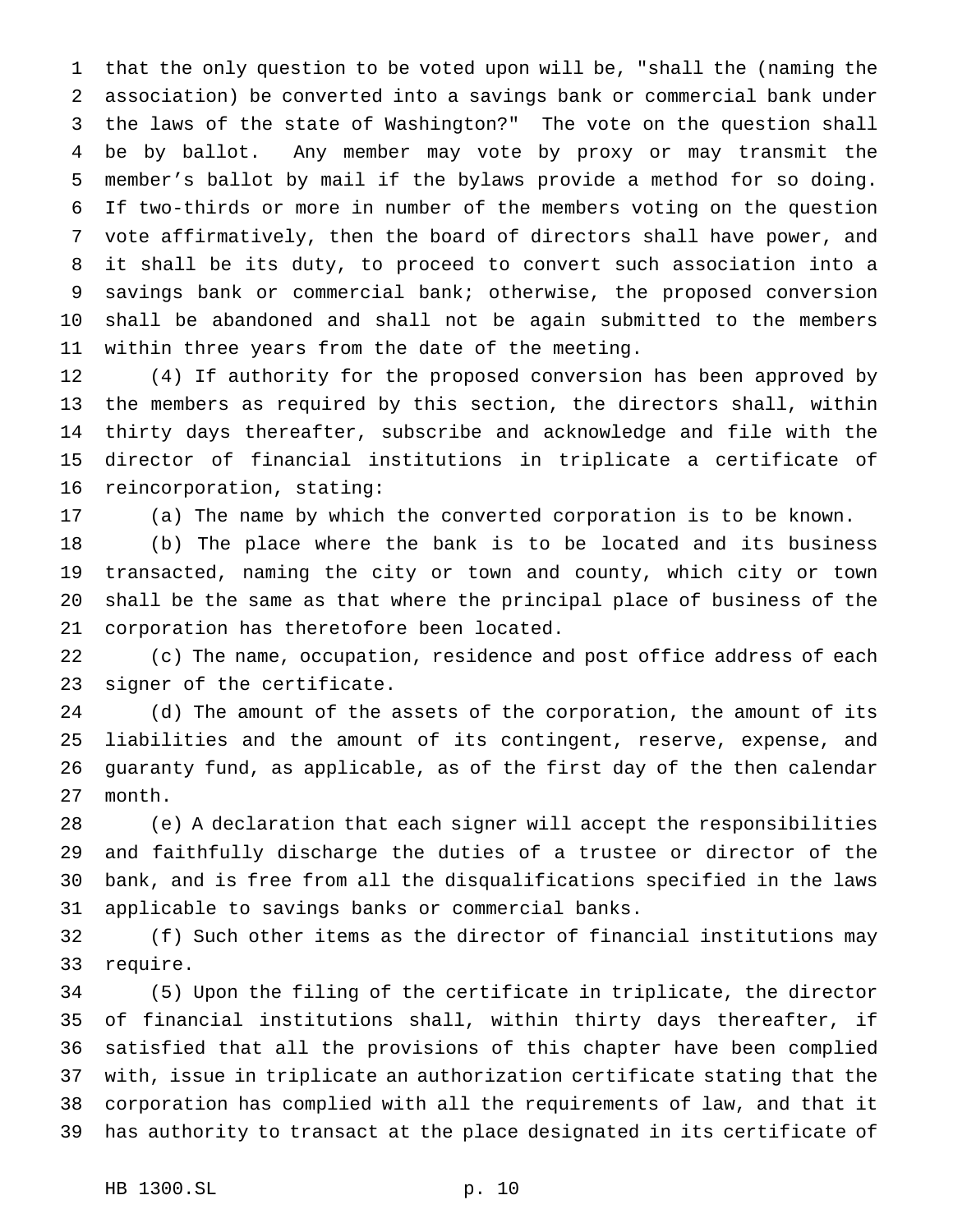that the only question to be voted upon will be, "shall the (naming the association) be converted into a savings bank or commercial bank under the laws of the state of Washington?" The vote on the question shall be by ballot. Any member may vote by proxy or may transmit the member's ballot by mail if the bylaws provide a method for so doing. If two-thirds or more in number of the members voting on the question vote affirmatively, then the board of directors shall have power, and it shall be its duty, to proceed to convert such association into a savings bank or commercial bank; otherwise, the proposed conversion shall be abandoned and shall not be again submitted to the members within three years from the date of the meeting.

(4) If authority for the proposed conversion has been approved by the members as required by this section, the directors shall, within thirty days thereafter, subscribe and acknowledge and file with the director of financial institutions in triplicate a certificate of reincorporation, stating:

(a) The name by which the converted corporation is to be known.

(b) The place where the bank is to be located and its business transacted, naming the city or town and county, which city or town shall be the same as that where the principal place of business of the corporation has theretofore been located.

(c) The name, occupation, residence and post office address of each signer of the certificate.

(d) The amount of the assets of the corporation, the amount of its liabilities and the amount of its contingent, reserve, expense, and guaranty fund, as applicable, as of the first day of the then calendar month.

(e) A declaration that each signer will accept the responsibilities and faithfully discharge the duties of a trustee or director of the bank, and is free from all the disqualifications specified in the laws applicable to savings banks or commercial banks.

(f) Such other items as the director of financial institutions may require.

(5) Upon the filing of the certificate in triplicate, the director of financial institutions shall, within thirty days thereafter, if satisfied that all the provisions of this chapter have been complied with, issue in triplicate an authorization certificate stating that the corporation has complied with all the requirements of law, and that it has authority to transact at the place designated in its certificate of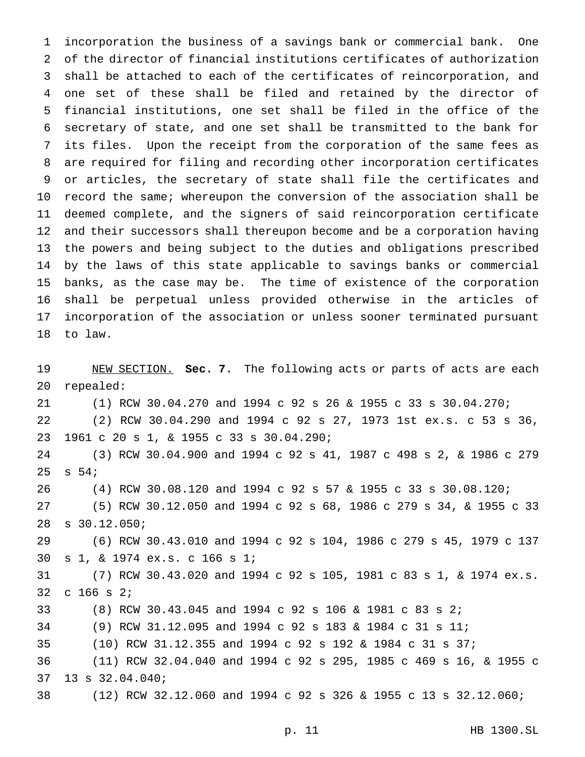incorporation the business of a savings bank or commercial bank. One of the director of financial institutions certificates of authorization shall be attached to each of the certificates of reincorporation, and one set of these shall be filed and retained by the director of financial institutions, one set shall be filed in the office of the secretary of state, and one set shall be transmitted to the bank for its files. Upon the receipt from the corporation of the same fees as are required for filing and recording other incorporation certificates or articles, the secretary of state shall file the certificates and record the same; whereupon the conversion of the association shall be deemed complete, and the signers of said reincorporation certificate and their successors shall thereupon become and be a corporation having the powers and being subject to the duties and obligations prescribed by the laws of this state applicable to savings banks or commercial banks, as the case may be. The time of existence of the corporation shall be perpetual unless provided otherwise in the articles of incorporation of the association or unless sooner terminated pursuant to law.

NEW SECTION. **Sec. 7.** The following acts or parts of acts are each repealed:

(1) RCW 30.04.270 and 1994 c 92 s 26 & 1955 c 33 s 30.04.270;

(2) RCW 30.04.290 and 1994 c 92 s 27, 1973 1st ex.s. c 53 s 36, 1961 c 20 s 1, & 1955 c 33 s 30.04.290;

(3) RCW 30.04.900 and 1994 c 92 s 41, 1987 c 498 s 2, & 1986 c 279 s 54;

(4) RCW 30.08.120 and 1994 c 92 s 57 & 1955 c 33 s 30.08.120;

(5) RCW 30.12.050 and 1994 c 92 s 68, 1986 c 279 s 34, & 1955 c 33 s 30.12.050;

(6) RCW 30.43.010 and 1994 c 92 s 104, 1986 c 279 s 45, 1979 c 137 s 1, & 1974 ex.s. c 166 s 1;

(7) RCW 30.43.020 and 1994 c 92 s 105, 1981 c 83 s 1, & 1974 ex.s. c 166 s 2;

(8) RCW 30.43.045 and 1994 c 92 s 106 & 1981 c 83 s 2;

(9) RCW 31.12.095 and 1994 c 92 s 183 & 1984 c 31 s 11;

(10) RCW 31.12.355 and 1994 c 92 s 192 & 1984 c 31 s 37;

(11) RCW 32.04.040 and 1994 c 92 s 295, 1985 c 469 s 16, & 1955 c 13 s 32.04.040;

(12) RCW 32.12.060 and 1994 c 92 s 326 & 1955 c 13 s 32.12.060;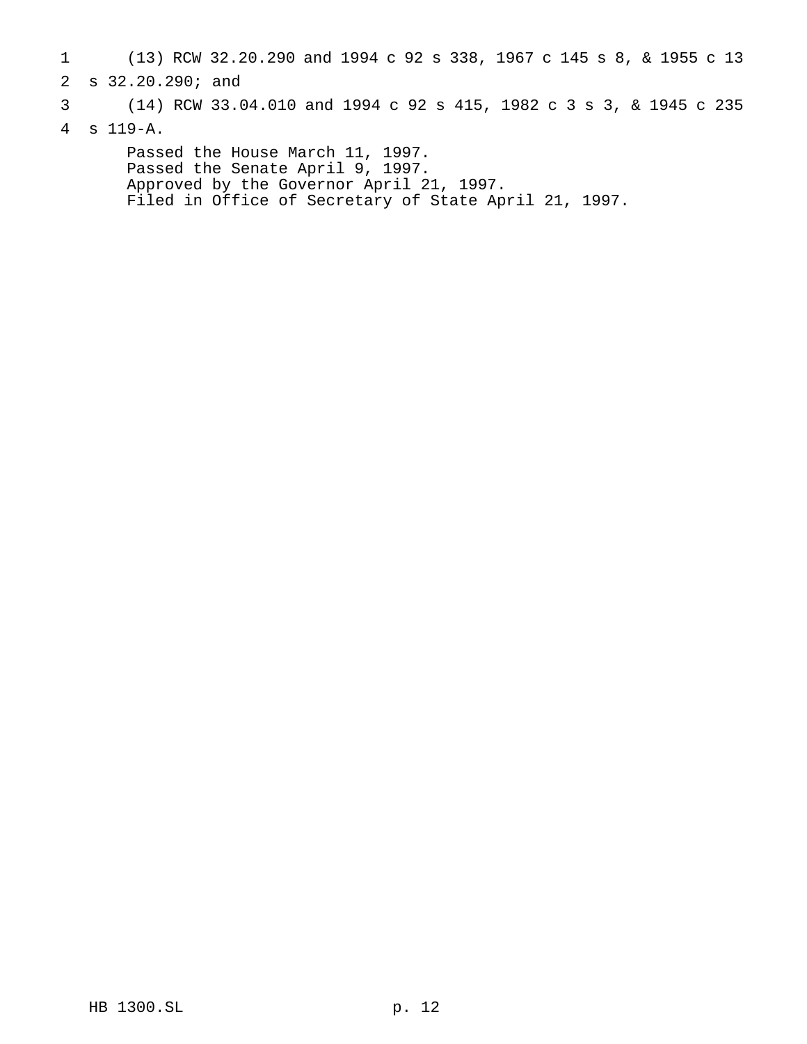(13) RCW 32.20.290 and 1994 c 92 s 338, 1967 c 145 s 8, & 1955 c 13 s 32.20.290; and

(14) RCW 33.04.010 and 1994 c 92 s 415, 1982 c 3 s 3, & 1945 c 235 s 119-A.

Passed the House March 11, 1997.
Passed the Senate April 9, 1997.
Approved by the Governor April 21, 1997.
Filed in Office of Secretary of State April 21, 1997.